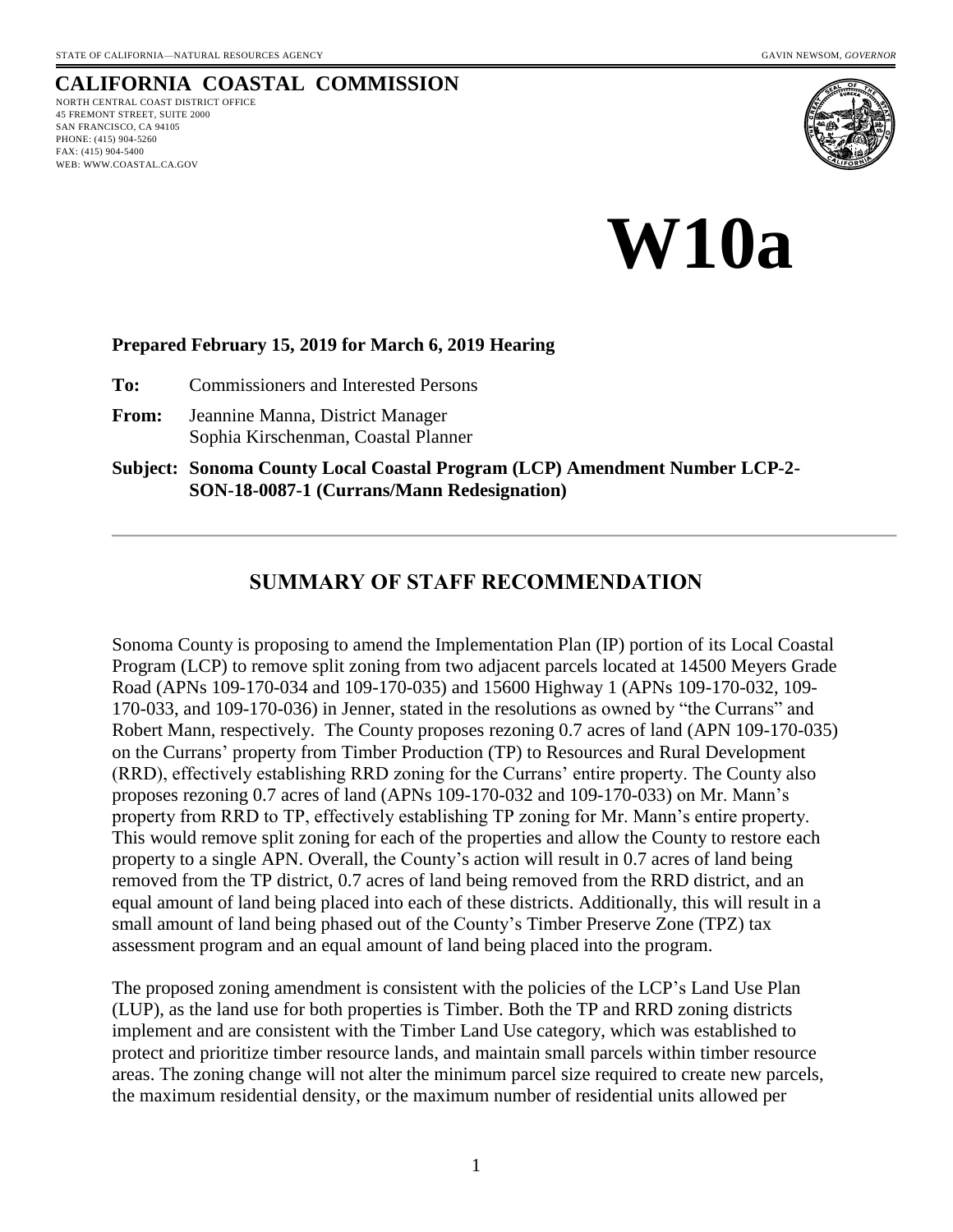STATE OF CALIFORNIA—NATURAL RESOURCES AGENCY GAVIN NEWSOM, *GOVERNOR*

# CALIFORNIA COASTAL COMMISSION

NORTH CENTRAL COAST DISTRICT OFFICE
45 FREMONT STREET, SUITE 2000
SAN FRANCISCO, CA 94105
PHONE: (415) 904-5260
FAX: (415) 904-5400
WEB: WWW.COASTAL.CA.GOV

# W10a

**Prepared February 15, 2019 for March 6, 2019 Hearing**

**To:** Commissioners and Interested Persons

**From:** Jeannine Manna, District Manager
Sophia Kirschenman, Coastal Planner

**Subject: Sonoma County Local Coastal Program (LCP) Amendment Number LCP-2-SON-18-0087-1 (Currans/Mann Redesignation)**

## SUMMARY OF STAFF RECOMMENDATION

Sonoma County is proposing to amend the Implementation Plan (IP) portion of its Local Coastal Program (LCP) to remove split zoning from two adjacent parcels located at 14500 Meyers Grade Road (APNs 109-170-034 and 109-170-035) and 15600 Highway 1 (APNs 109-170-032, 109-170-033, and 109-170-036) in Jenner, stated in the resolutions as owned by "the Currans" and Robert Mann, respectively. The County proposes rezoning 0.7 acres of land (APN 109-170-035) on the Currans' property from Timber Production (TP) to Resources and Rural Development (RRD), effectively establishing RRD zoning for the Currans' entire property. The County also proposes rezoning 0.7 acres of land (APNs 109-170-032 and 109-170-033) on Mr. Mann's property from RRD to TP, effectively establishing TP zoning for Mr. Mann's entire property. This would remove split zoning for each of the properties and allow the County to restore each property to a single APN. Overall, the County's action will result in 0.7 acres of land being removed from the TP district, 0.7 acres of land being removed from the RRD district, and an equal amount of land being placed into each of these districts. Additionally, this will result in a small amount of land being phased out of the County's Timber Preserve Zone (TPZ) tax assessment program and an equal amount of land being placed into the program.

The proposed zoning amendment is consistent with the policies of the LCP's Land Use Plan (LUP), as the land use for both properties is Timber. Both the TP and RRD zoning districts implement and are consistent with the Timber Land Use category, which was established to protect and prioritize timber resource lands, and maintain small parcels within timber resource areas. The zoning change will not alter the minimum parcel size required to create new parcels, the maximum residential density, or the maximum number of residential units allowed per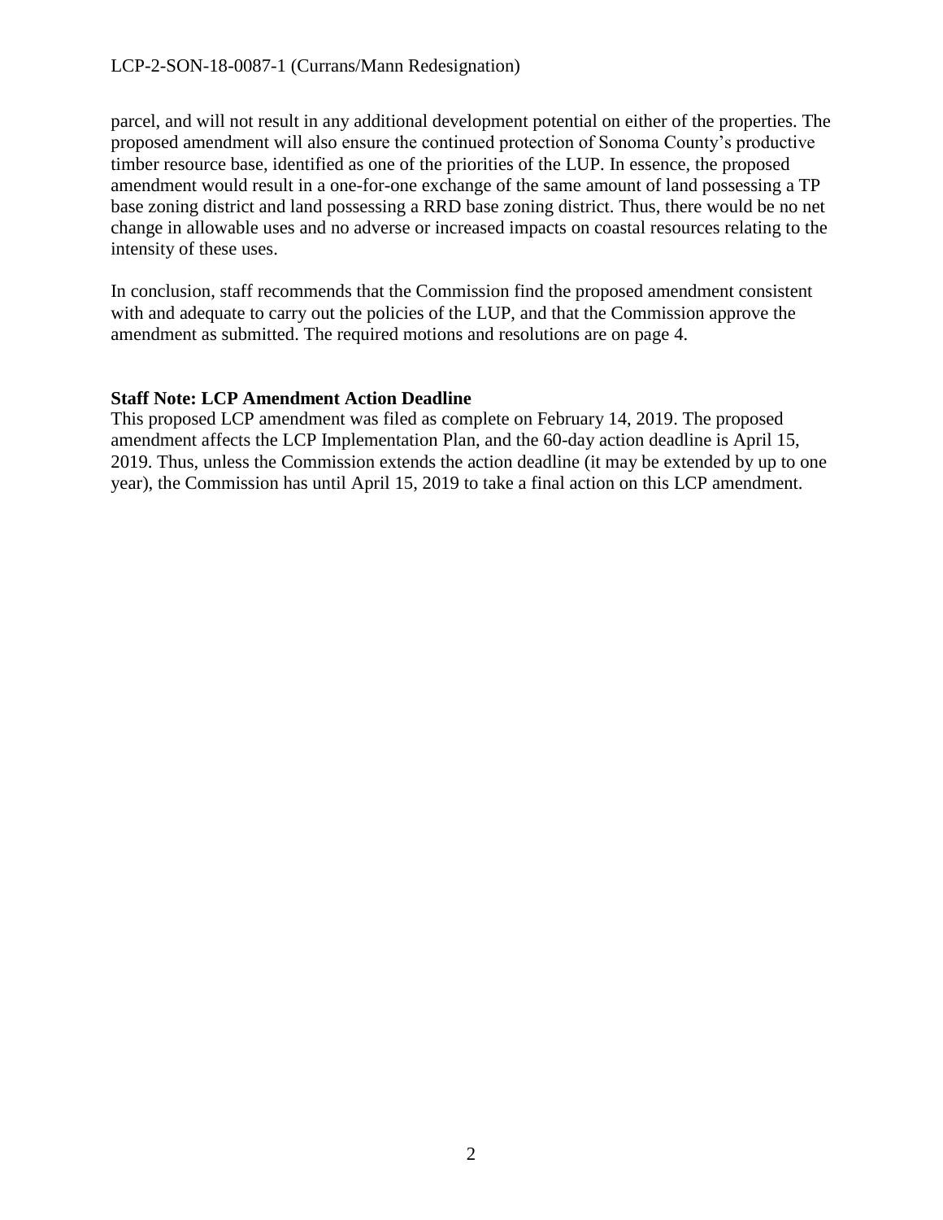parcel, and will not result in any additional development potential on either of the properties. The proposed amendment will also ensure the continued protection of Sonoma County's productive timber resource base, identified as one of the priorities of the LUP. In essence, the proposed amendment would result in a one-for-one exchange of the same amount of land possessing a TP base zoning district and land possessing a RRD base zoning district. Thus, there would be no net change in allowable uses and no adverse or increased impacts on coastal resources relating to the intensity of these uses.

In conclusion, staff recommends that the Commission find the proposed amendment consistent with and adequate to carry out the policies of the LUP, and that the Commission approve the amendment as submitted. The required motions and resolutions are on page 4.

**Staff Note: LCP Amendment Action Deadline**

This proposed LCP amendment was filed as complete on February 14, 2019. The proposed amendment affects the LCP Implementation Plan, and the 60-day action deadline is April 15, 2019. Thus, unless the Commission extends the action deadline (it may be extended by up to one year), the Commission has until April 15, 2019 to take a final action on this LCP amendment.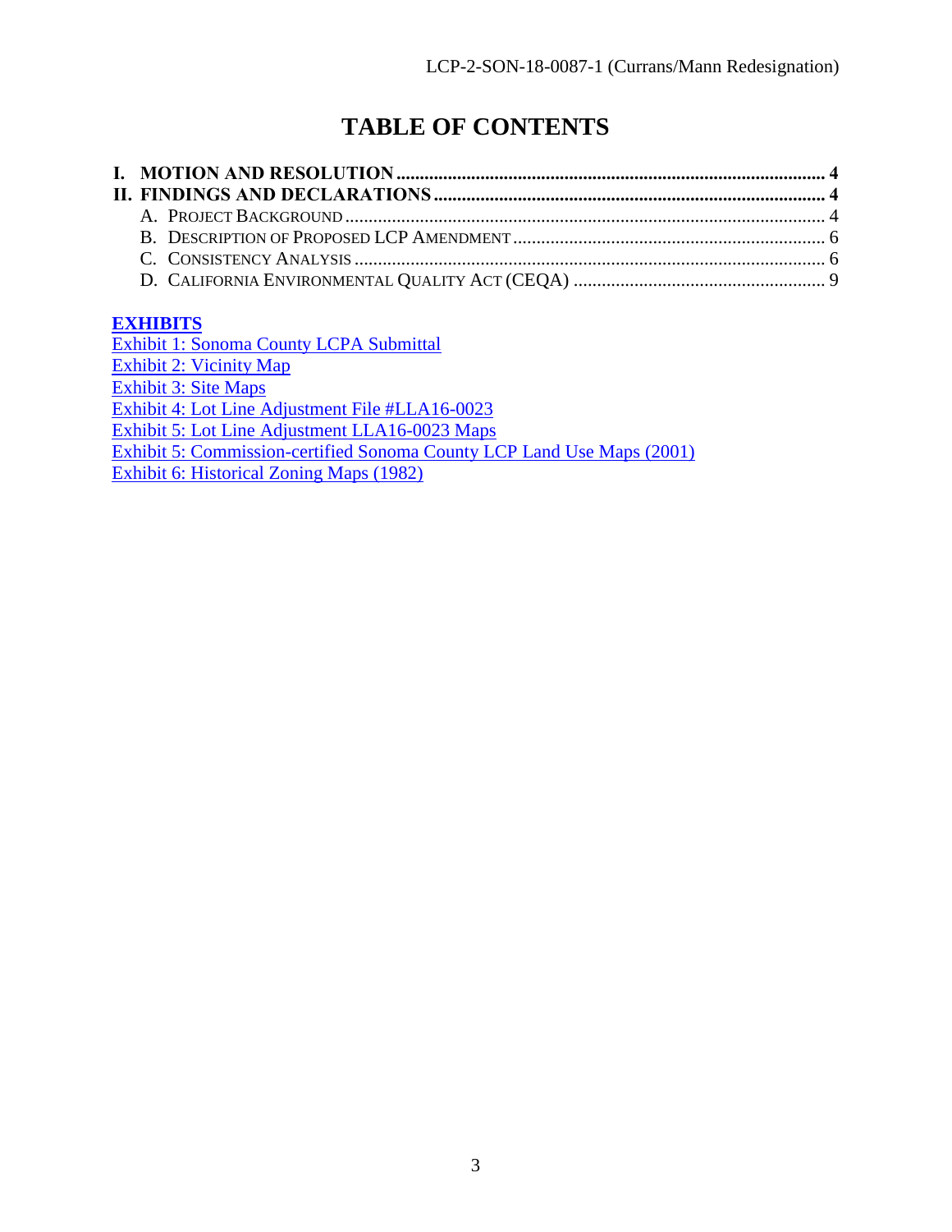# TABLE OF CONTENTS

**I. MOTION AND RESOLUTION** ........................................................................................ **4**

**II. FINDINGS AND DECLARATIONS** ............................................................................... **4**

- A. PROJECT BACKGROUND ..................................................................................................... 4
- B. DESCRIPTION OF PROPOSED LCP AMENDMENT ................................................................. 6
- C. CONSISTENCY ANALYSIS .................................................................................................... 6
- D. CALIFORNIA ENVIRONMENTAL QUALITY ACT (CEQA) ...................................................... 9

**EXHIBITS**

Exhibit 1: Sonoma County LCPA Submittal
Exhibit 2: Vicinity Map
Exhibit 3: Site Maps
Exhibit 4: Lot Line Adjustment File #LLA16-0023
Exhibit 5: Lot Line Adjustment LLA16-0023 Maps
Exhibit 5: Commission-certified Sonoma County LCP Land Use Maps (2001)
Exhibit 6: Historical Zoning Maps (1982)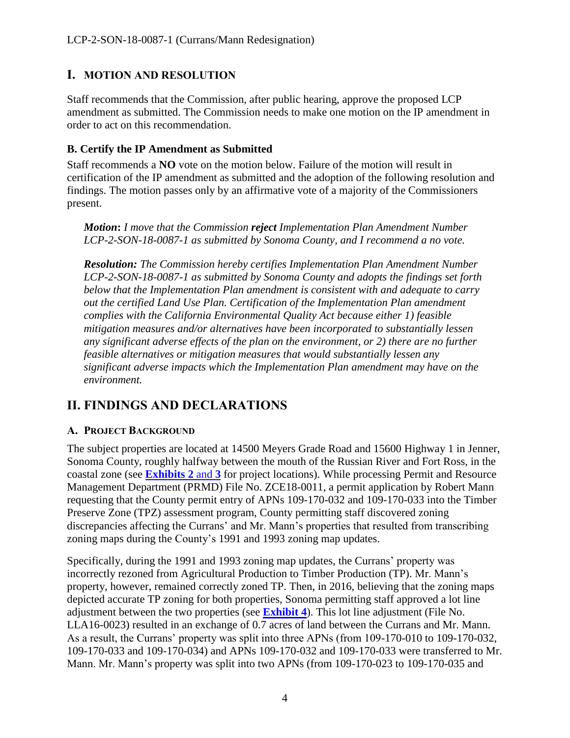# I. MOTION AND RESOLUTION

Staff recommends that the Commission, after public hearing, approve the proposed LCP amendment as submitted. The Commission needs to make one motion on the IP amendment in order to act on this recommendation.

### B. Certify the IP Amendment as Submitted

Staff recommends a **NO** vote on the motion below. Failure of the motion will result in certification of the IP amendment as submitted and the adoption of the following resolution and findings. The motion passes only by an affirmative vote of a majority of the Commissioners present.

> ***Motion*****:** *I move that the Commission* ***reject*** *Implementation Plan Amendment Number LCP-2-SON-18-0087-1 as submitted by Sonoma County, and I recommend a no vote.*
>
> ***Resolution:*** *The Commission hereby certifies Implementation Plan Amendment Number LCP-2-SON-18-0087-1 as submitted by Sonoma County and adopts the findings set forth below that the Implementation Plan amendment is consistent with and adequate to carry out the certified Land Use Plan. Certification of the Implementation Plan amendment complies with the California Environmental Quality Act because either 1) feasible mitigation measures and/or alternatives have been incorporated to substantially lessen any significant adverse effects of the plan on the environment, or 2) there are no further feasible alternatives or mitigation measures that would substantially lessen any significant adverse impacts which the Implementation Plan amendment may have on the environment.*

# II. FINDINGS AND DECLARATIONS

### A. PROJECT BACKGROUND

The subject properties are located at 14500 Meyers Grade Road and 15600 Highway 1 in Jenner, Sonoma County, roughly halfway between the mouth of the Russian River and Fort Ross, in the coastal zone (see **Exhibits 2 and 3** for project locations). While processing Permit and Resource Management Department (PRMD) File No. ZCE18-0011, a permit application by Robert Mann requesting that the County permit entry of APNs 109-170-032 and 109-170-033 into the Timber Preserve Zone (TPZ) assessment program, County permitting staff discovered zoning discrepancies affecting the Currans' and Mr. Mann's properties that resulted from transcribing zoning maps during the County's 1991 and 1993 zoning map updates.

Specifically, during the 1991 and 1993 zoning map updates, the Currans' property was incorrectly rezoned from Agricultural Production to Timber Production (TP). Mr. Mann's property, however, remained correctly zoned TP. Then, in 2016, believing that the zoning maps depicted accurate TP zoning for both properties, Sonoma permitting staff approved a lot line adjustment between the two properties (see **Exhibit 4**). This lot line adjustment (File No. LLA16-0023) resulted in an exchange of 0.7 acres of land between the Currans and Mr. Mann. As a result, the Currans' property was split into three APNs (from 109-170-010 to 109-170-032, 109-170-033 and 109-170-034) and APNs 109-170-032 and 109-170-033 were transferred to Mr. Mann. Mr. Mann's property was split into two APNs (from 109-170-023 to 109-170-035 and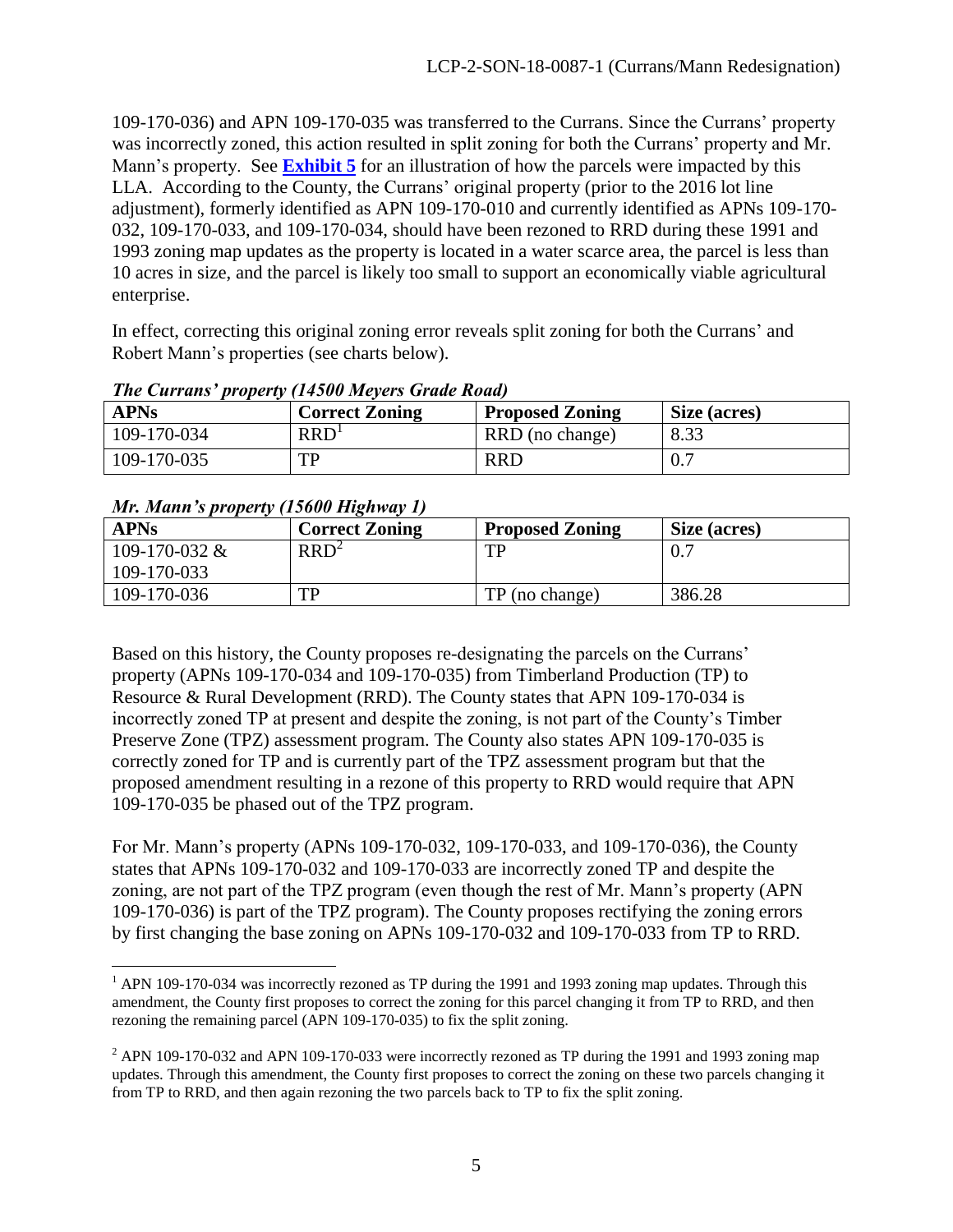109-170-036) and APN 109-170-035 was transferred to the Currans. Since the Currans' property was incorrectly zoned, this action resulted in split zoning for both the Currans' property and Mr. Mann's property. See **Exhibit 5** for an illustration of how the parcels were impacted by this LLA. According to the County, the Currans' original property (prior to the 2016 lot line adjustment), formerly identified as APN 109-170-010 and currently identified as APNs 109-170-032, 109-170-033, and 109-170-034, should have been rezoned to RRD during these 1991 and 1993 zoning map updates as the property is located in a water scarce area, the parcel is less than 10 acres in size, and the parcel is likely too small to support an economically viable agricultural enterprise.

In effect, correcting this original zoning error reveals split zoning for both the Currans' and Robert Mann's properties (see charts below).

***The Currans' property (14500 Meyers Grade Road)***

| APNs | Correct Zoning | Proposed Zoning | Size (acres) |
|---|---|---|---|
| 109-170-034 | RRD[1] | RRD (no change) | 8.33 |
| 109-170-035 | TP | RRD | 0.7 |

***Mr. Mann's property (15600 Highway 1)***

| APNs | Correct Zoning | Proposed Zoning | Size (acres) |
|---|---|---|---|
| 109-170-032 & 109-170-033 | RRD[2] | TP | 0.7 |
| 109-170-036 | TP | TP (no change) | 386.28 |

Based on this history, the County proposes re-designating the parcels on the Currans' property (APNs 109-170-034 and 109-170-035) from Timberland Production (TP) to Resource & Rural Development (RRD). The County states that APN 109-170-034 is incorrectly zoned TP at present and despite the zoning, is not part of the County's Timber Preserve Zone (TPZ) assessment program. The County also states APN 109-170-035 is correctly zoned for TP and is currently part of the TPZ assessment program but that the proposed amendment resulting in a rezone of this property to RRD would require that APN 109-170-035 be phased out of the TPZ program.

For Mr. Mann's property (APNs 109-170-032, 109-170-033, and 109-170-036), the County states that APNs 109-170-032 and 109-170-033 are incorrectly zoned TP and despite the zoning, are not part of the TPZ program (even though the rest of Mr. Mann's property (APN 109-170-036) is part of the TPZ program). The County proposes rectifying the zoning errors by first changing the base zoning on APNs 109-170-032 and 109-170-033 from TP to RRD.

---

[1] APN 109-170-034 was incorrectly rezoned as TP during the 1991 and 1993 zoning map updates. Through this amendment, the County first proposes to correct the zoning for this parcel changing it from TP to RRD, and then rezoning the remaining parcel (APN 109-170-035) to fix the split zoning.

[2] APN 109-170-032 and APN 109-170-033 were incorrectly rezoned as TP during the 1991 and 1993 zoning map updates. Through this amendment, the County first proposes to correct the zoning on these two parcels changing it from TP to RRD, and then again rezoning the two parcels back to TP to fix the split zoning.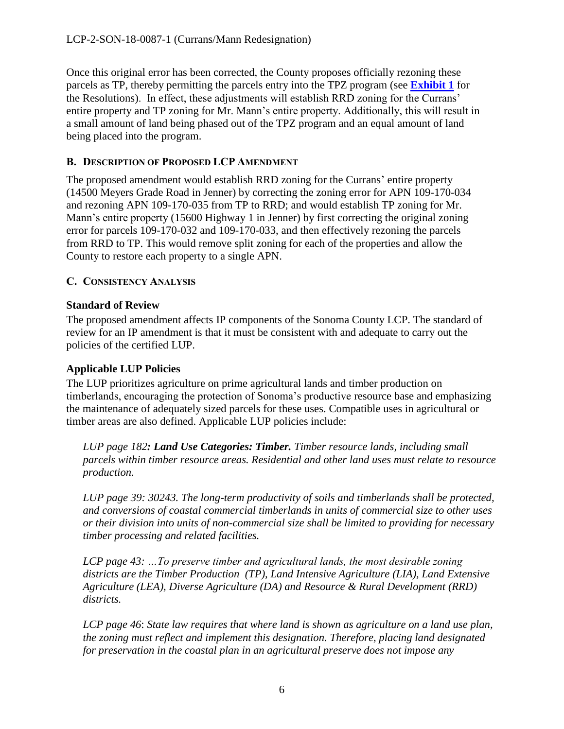Once this original error has been corrected, the County proposes officially rezoning these parcels as TP, thereby permitting the parcels entry into the TPZ program (see **Exhibit 1** for the Resolutions). In effect, these adjustments will establish RRD zoning for the Currans' entire property and TP zoning for Mr. Mann's entire property. Additionally, this will result in a small amount of land being phased out of the TPZ program and an equal amount of land being placed into the program.

### B. Description of Proposed LCP Amendment

The proposed amendment would establish RRD zoning for the Currans' entire property (14500 Meyers Grade Road in Jenner) by correcting the zoning error for APN 109-170-034 and rezoning APN 109-170-035 from TP to RRD; and would establish TP zoning for Mr. Mann's entire property (15600 Highway 1 in Jenner) by first correcting the original zoning error for parcels 109-170-032 and 109-170-033, and then effectively rezoning the parcels from RRD to TP. This would remove split zoning for each of the properties and allow the County to restore each property to a single APN.

### C. Consistency Analysis

#### Standard of Review

The proposed amendment affects IP components of the Sonoma County LCP. The standard of review for an IP amendment is that it must be consistent with and adequate to carry out the policies of the certified LUP.

#### Applicable LUP Policies

The LUP prioritizes agriculture on prime agricultural lands and timber production on timberlands, encouraging the protection of Sonoma's productive resource base and emphasizing the maintenance of adequately sized parcels for these uses. Compatible uses in agricultural or timber areas are also defined. Applicable LUP policies include:

> *LUP page 182**: Land Use Categories: Timber.** Timber resource lands, including small parcels within timber resource areas. Residential and other land uses must relate to resource production.*
>
> *LUP page 39: 30243. The long-term productivity of soils and timberlands shall be protected, and conversions of coastal commercial timberlands in units of commercial size to other uses or their division into units of non-commercial size shall be limited to providing for necessary timber processing and related facilities.*
>
> *LCP page 43: …To preserve timber and agricultural lands, the most desirable zoning districts are the Timber Production (TP), Land Intensive Agriculture (LIA), Land Extensive Agriculture (LEA), Diverse Agriculture (DA) and Resource & Rural Development (RRD) districts.*
>
> *LCP page 46: State law requires that where land is shown as agriculture on a land use plan, the zoning must reflect and implement this designation. Therefore, placing land designated for preservation in the coastal plan in an agricultural preserve does not impose any*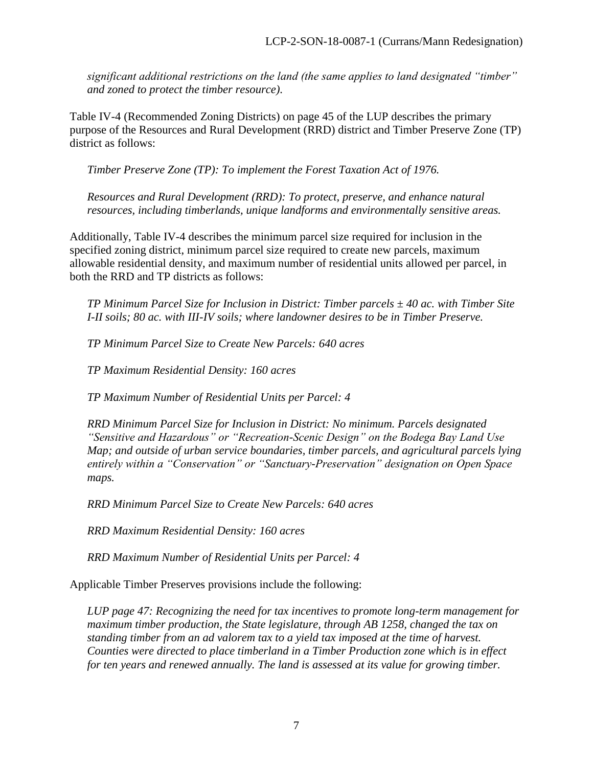*significant additional restrictions on the land (the same applies to land designated "timber" and zoned to protect the timber resource).*

Table IV-4 (Recommended Zoning Districts) on page 45 of the LUP describes the primary purpose of the Resources and Rural Development (RRD) district and Timber Preserve Zone (TP) district as follows:

> *Timber Preserve Zone (TP): To implement the Forest Taxation Act of 1976.*
>
> *Resources and Rural Development (RRD): To protect, preserve, and enhance natural resources, including timberlands, unique landforms and environmentally sensitive areas.*

Additionally, Table IV-4 describes the minimum parcel size required for inclusion in the specified zoning district, minimum parcel size required to create new parcels, maximum allowable residential density, and maximum number of residential units allowed per parcel, in both the RRD and TP districts as follows:

> *TP Minimum Parcel Size for Inclusion in District: Timber parcels ± 40 ac. with Timber Site I-II soils; 80 ac. with III-IV soils; where landowner desires to be in Timber Preserve.*
>
> *TP Minimum Parcel Size to Create New Parcels: 640 acres*
>
> *TP Maximum Residential Density: 160 acres*
>
> *TP Maximum Number of Residential Units per Parcel: 4*
>
> *RRD Minimum Parcel Size for Inclusion in District: No minimum. Parcels designated "Sensitive and Hazardous" or "Recreation-Scenic Design" on the Bodega Bay Land Use Map; and outside of urban service boundaries, timber parcels, and agricultural parcels lying entirely within a "Conservation" or "Sanctuary-Preservation" designation on Open Space maps.*
>
> *RRD Minimum Parcel Size to Create New Parcels: 640 acres*
>
> *RRD Maximum Residential Density: 160 acres*
>
> *RRD Maximum Number of Residential Units per Parcel: 4*

Applicable Timber Preserves provisions include the following:

> *LUP page 47: Recognizing the need for tax incentives to promote long-term management for maximum timber production, the State legislature, through AB 1258, changed the tax on standing timber from an ad valorem tax to a yield tax imposed at the time of harvest. Counties were directed to place timberland in a Timber Production zone which is in effect for ten years and renewed annually. The land is assessed at its value for growing timber.*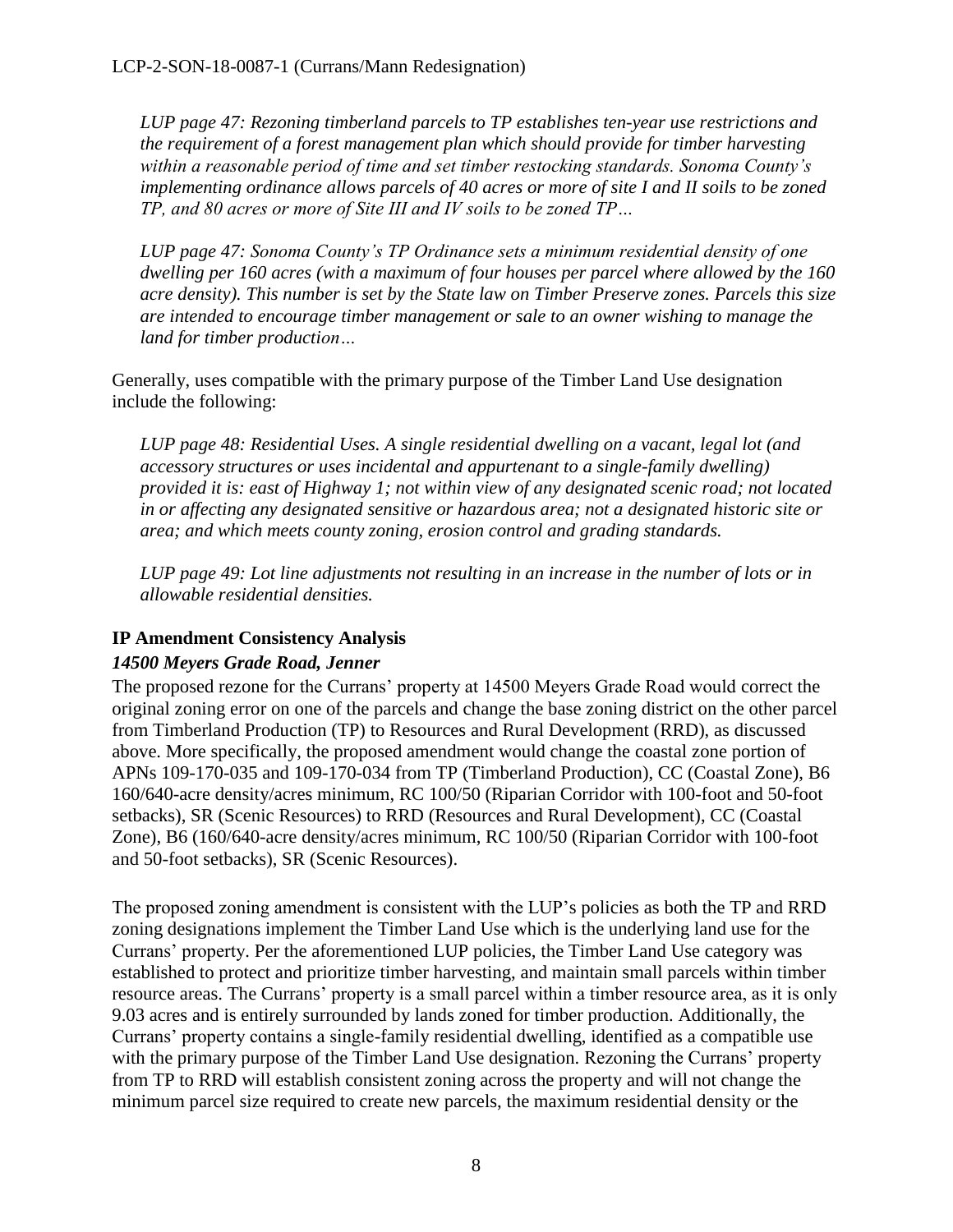*LUP page 47: Rezoning timberland parcels to TP establishes ten-year use restrictions and the requirement of a forest management plan which should provide for timber harvesting within a reasonable period of time and set timber restocking standards. Sonoma County's implementing ordinance allows parcels of 40 acres or more of site I and II soils to be zoned TP, and 80 acres or more of Site III and IV soils to be zoned TP…*

*LUP page 47: Sonoma County's TP Ordinance sets a minimum residential density of one dwelling per 160 acres (with a maximum of four houses per parcel where allowed by the 160 acre density). This number is set by the State law on Timber Preserve zones. Parcels this size are intended to encourage timber management or sale to an owner wishing to manage the land for timber production…*

Generally, uses compatible with the primary purpose of the Timber Land Use designation include the following:

*LUP page 48: Residential Uses. A single residential dwelling on a vacant, legal lot (and accessory structures or uses incidental and appurtenant to a single-family dwelling) provided it is: east of Highway 1; not within view of any designated scenic road; not located in or affecting any designated sensitive or hazardous area; not a designated historic site or area; and which meets county zoning, erosion control and grading standards.*

*LUP page 49: Lot line adjustments not resulting in an increase in the number of lots or in allowable residential densities.*

**IP Amendment Consistency Analysis**

***14500 Meyers Grade Road, Jenner***

The proposed rezone for the Currans' property at 14500 Meyers Grade Road would correct the original zoning error on one of the parcels and change the base zoning district on the other parcel from Timberland Production (TP) to Resources and Rural Development (RRD), as discussed above. More specifically, the proposed amendment would change the coastal zone portion of APNs 109-170-035 and 109-170-034 from TP (Timberland Production), CC (Coastal Zone), B6 160/640-acre density/acres minimum, RC 100/50 (Riparian Corridor with 100-foot and 50-foot setbacks), SR (Scenic Resources) to RRD (Resources and Rural Development), CC (Coastal Zone), B6 (160/640-acre density/acres minimum, RC 100/50 (Riparian Corridor with 100-foot and 50-foot setbacks), SR (Scenic Resources).

The proposed zoning amendment is consistent with the LUP's policies as both the TP and RRD zoning designations implement the Timber Land Use which is the underlying land use for the Currans' property. Per the aforementioned LUP policies, the Timber Land Use category was established to protect and prioritize timber harvesting, and maintain small parcels within timber resource areas. The Currans' property is a small parcel within a timber resource area, as it is only 9.03 acres and is entirely surrounded by lands zoned for timber production. Additionally, the Currans' property contains a single-family residential dwelling, identified as a compatible use with the primary purpose of the Timber Land Use designation. Rezoning the Currans' property from TP to RRD will establish consistent zoning across the property and will not change the minimum parcel size required to create new parcels, the maximum residential density or the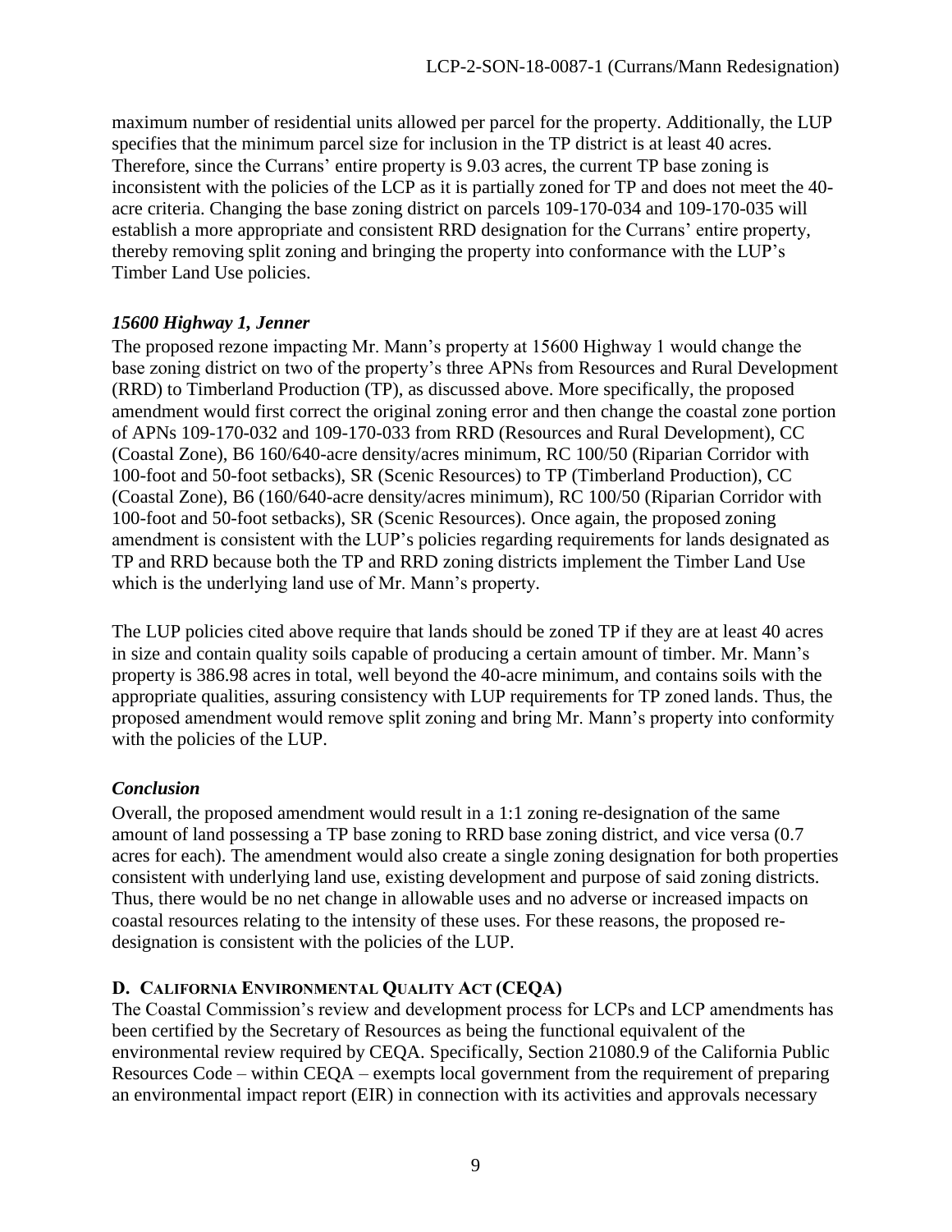maximum number of residential units allowed per parcel for the property. Additionally, the LUP specifies that the minimum parcel size for inclusion in the TP district is at least 40 acres. Therefore, since the Currans' entire property is 9.03 acres, the current TP base zoning is inconsistent with the policies of the LCP as it is partially zoned for TP and does not meet the 40-acre criteria. Changing the base zoning district on parcels 109-170-034 and 109-170-035 will establish a more appropriate and consistent RRD designation for the Currans' entire property, thereby removing split zoning and bringing the property into conformance with the LUP's Timber Land Use policies.

### *15600 Highway 1, Jenner*

The proposed rezone impacting Mr. Mann's property at 15600 Highway 1 would change the base zoning district on two of the property's three APNs from Resources and Rural Development (RRD) to Timberland Production (TP), as discussed above. More specifically, the proposed amendment would first correct the original zoning error and then change the coastal zone portion of APNs 109-170-032 and 109-170-033 from RRD (Resources and Rural Development), CC (Coastal Zone), B6 160/640-acre density/acres minimum, RC 100/50 (Riparian Corridor with 100-foot and 50-foot setbacks), SR (Scenic Resources) to TP (Timberland Production), CC (Coastal Zone), B6 (160/640-acre density/acres minimum), RC 100/50 (Riparian Corridor with 100-foot and 50-foot setbacks), SR (Scenic Resources). Once again, the proposed zoning amendment is consistent with the LUP's policies regarding requirements for lands designated as TP and RRD because both the TP and RRD zoning districts implement the Timber Land Use which is the underlying land use of Mr. Mann's property.

The LUP policies cited above require that lands should be zoned TP if they are at least 40 acres in size and contain quality soils capable of producing a certain amount of timber. Mr. Mann's property is 386.98 acres in total, well beyond the 40-acre minimum, and contains soils with the appropriate qualities, assuring consistency with LUP requirements for TP zoned lands. Thus, the proposed amendment would remove split zoning and bring Mr. Mann's property into conformity with the policies of the LUP.

### *Conclusion*

Overall, the proposed amendment would result in a 1:1 zoning re-designation of the same amount of land possessing a TP base zoning to RRD base zoning district, and vice versa (0.7 acres for each). The amendment would also create a single zoning designation for both properties consistent with underlying land use, existing development and purpose of said zoning districts. Thus, there would be no net change in allowable uses and no adverse or increased impacts on coastal resources relating to the intensity of these uses. For these reasons, the proposed re-designation is consistent with the policies of the LUP.

## **D. CALIFORNIA ENVIRONMENTAL QUALITY ACT (CEQA)**

The Coastal Commission's review and development process for LCPs and LCP amendments has been certified by the Secretary of Resources as being the functional equivalent of the environmental review required by CEQA. Specifically, Section 21080.9 of the California Public Resources Code – within CEQA – exempts local government from the requirement of preparing an environmental impact report (EIR) in connection with its activities and approvals necessary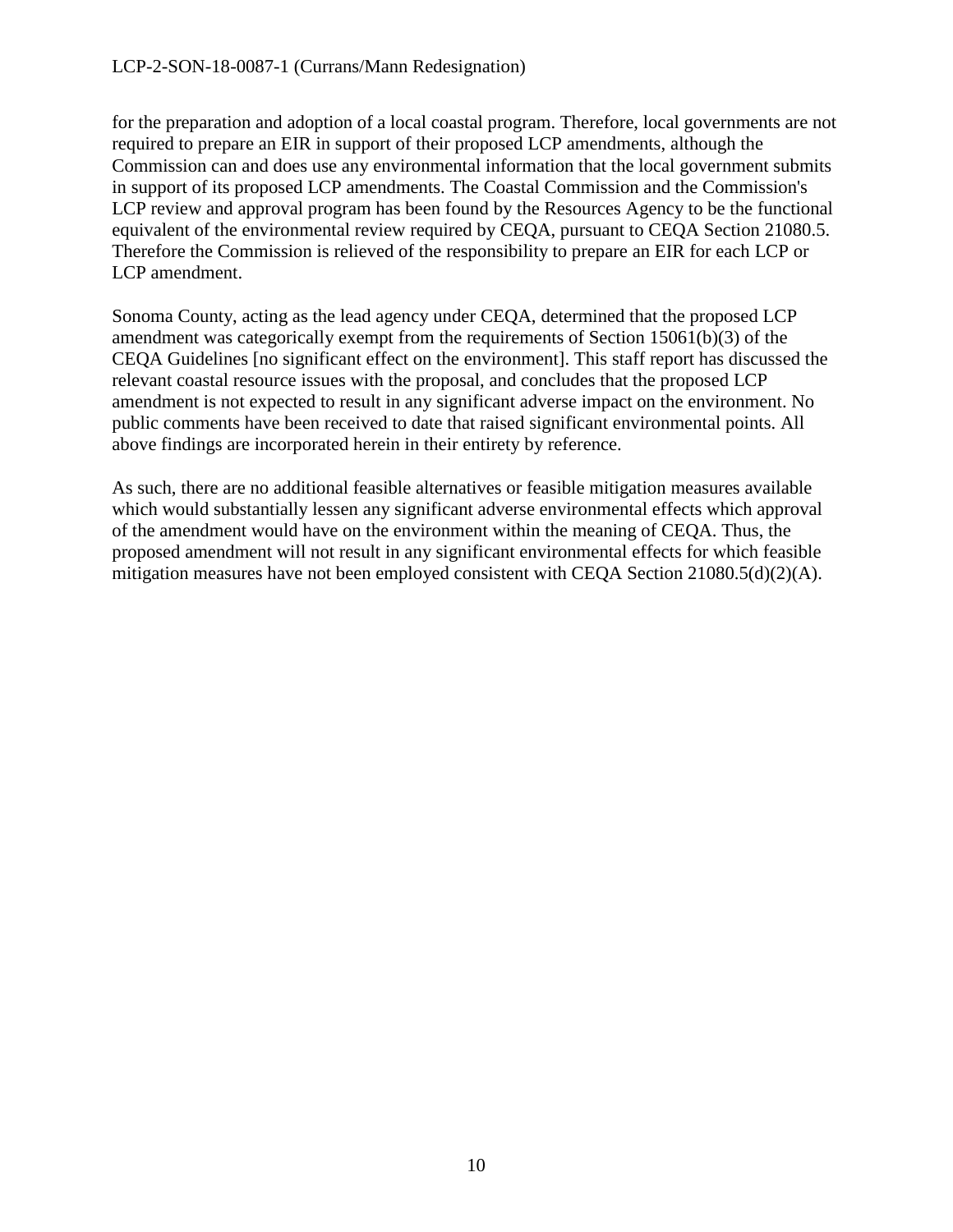for the preparation and adoption of a local coastal program. Therefore, local governments are not required to prepare an EIR in support of their proposed LCP amendments, although the Commission can and does use any environmental information that the local government submits in support of its proposed LCP amendments. The Coastal Commission and the Commission's LCP review and approval program has been found by the Resources Agency to be the functional equivalent of the environmental review required by CEQA, pursuant to CEQA Section 21080.5. Therefore the Commission is relieved of the responsibility to prepare an EIR for each LCP or LCP amendment.

Sonoma County, acting as the lead agency under CEQA, determined that the proposed LCP amendment was categorically exempt from the requirements of Section 15061(b)(3) of the CEQA Guidelines [no significant effect on the environment]. This staff report has discussed the relevant coastal resource issues with the proposal, and concludes that the proposed LCP amendment is not expected to result in any significant adverse impact on the environment. No public comments have been received to date that raised significant environmental points. All above findings are incorporated herein in their entirety by reference.

As such, there are no additional feasible alternatives or feasible mitigation measures available which would substantially lessen any significant adverse environmental effects which approval of the amendment would have on the environment within the meaning of CEQA. Thus, the proposed amendment will not result in any significant environmental effects for which feasible mitigation measures have not been employed consistent with CEQA Section 21080.5(d)(2)(A).